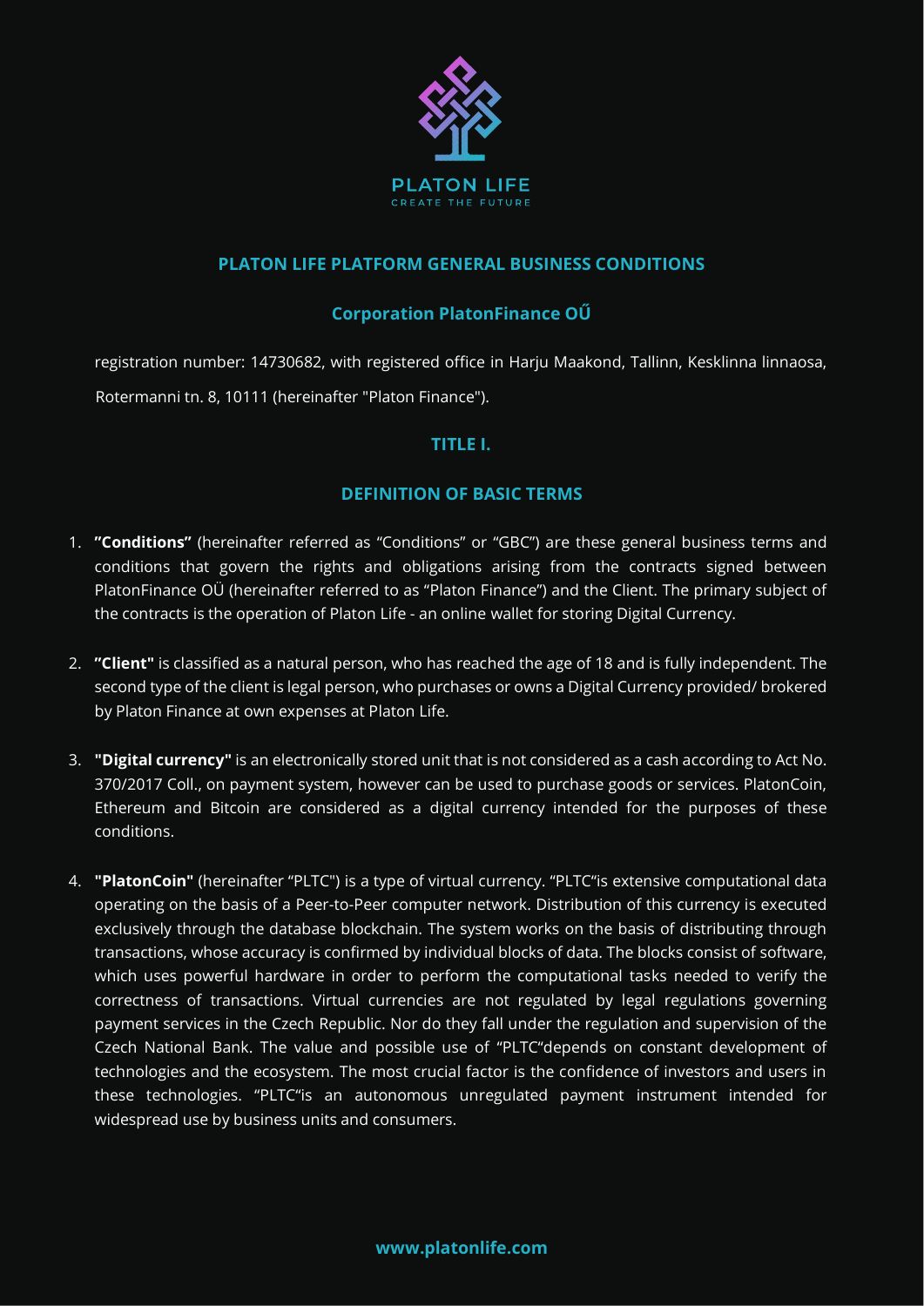PLATON LIFE
CREATE THE FUTURE

# PLATON LIFE PLATFORM GENERAL BUSINESS CONDITIONS

## Corporation PlatonFinance OŰ

registration number: 14730682, with registered office in Harju Maakond, Tallinn, Kesklinna linnaosa, Rotermanni tn. 8, 10111 (hereinafter "Platon Finance").

## TITLE I.

## DEFINITION OF BASIC TERMS

1. **"Conditions"** (hereinafter referred as "Conditions" or "GBC") are these general business terms and conditions that govern the rights and obligations arising from the contracts signed between PlatonFinance OÜ (hereinafter referred to as "Platon Finance") and the Client. The primary subject of the contracts is the operation of Platon Life - an online wallet for storing Digital Currency.

2. **"Client"** is classified as a natural person, who has reached the age of 18 and is fully independent. The second type of the client is legal person, who purchases or owns a Digital Currency provided/ brokered by Platon Finance at own expenses at Platon Life.

3. **"Digital currency"** is an electronically stored unit that is not considered as a cash according to Act No. 370/2017 Coll., on payment system, however can be used to purchase goods or services. PlatonCoin, Ethereum and Bitcoin are considered as a digital currency intended for the purposes of these conditions.

4. **"PlatonCoin"** (hereinafter "PLTC") is a type of virtual currency. "PLTC"is extensive computational data operating on the basis of a Peer-to-Peer computer network. Distribution of this currency is executed exclusively through the database blockchain. The system works on the basis of distributing through transactions, whose accuracy is confirmed by individual blocks of data. The blocks consist of software, which uses powerful hardware in order to perform the computational tasks needed to verify the correctness of transactions. Virtual currencies are not regulated by legal regulations governing payment services in the Czech Republic. Nor do they fall under the regulation and supervision of the Czech National Bank. The value and possible use of "PLTC"depends on constant development of technologies and the ecosystem. The most crucial factor is the confidence of investors and users in these technologies. "PLTC"is an autonomous unregulated payment instrument intended for widespread use by business units and consumers.

www.platonlife.com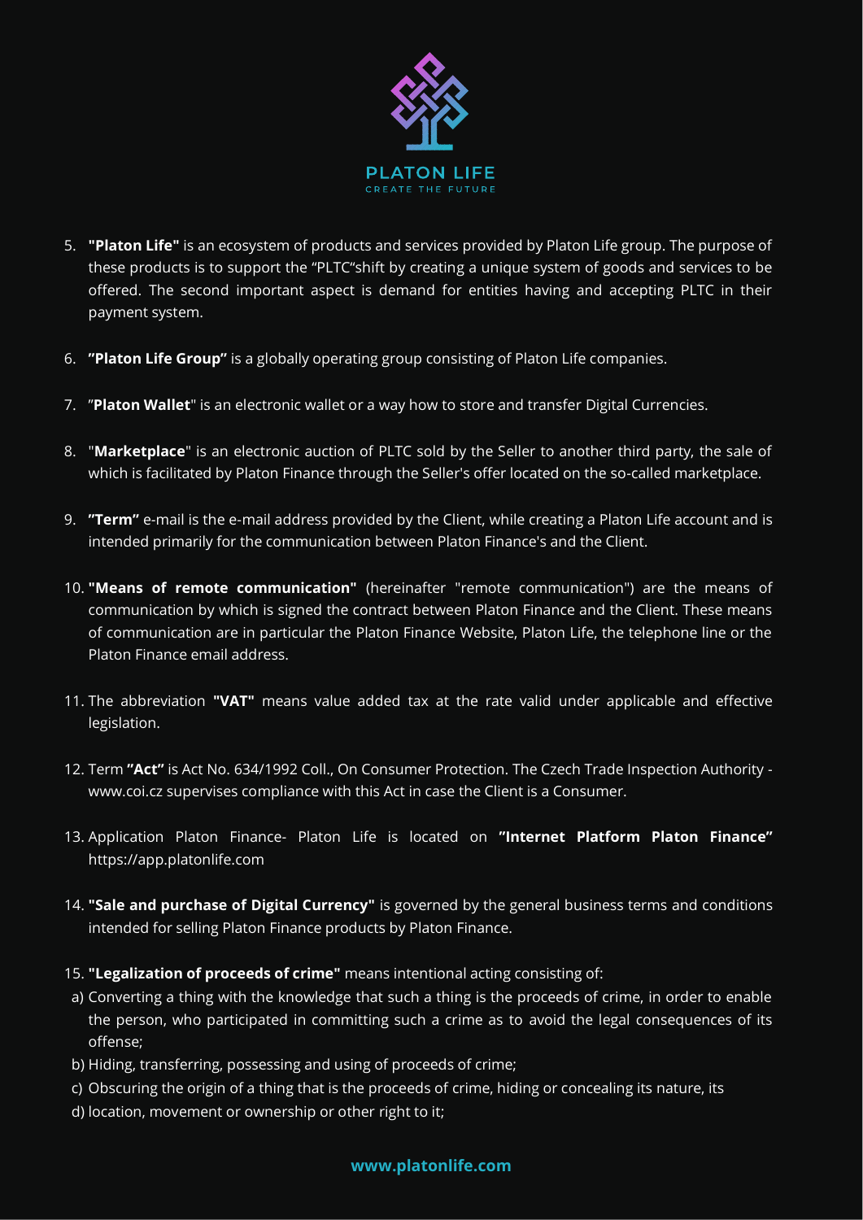5. **"Platon Life"** is an ecosystem of products and services provided by Platon Life group. The purpose of these products is to support the "PLTC"shift by creating a unique system of goods and services to be offered. The second important aspect is demand for entities having and accepting PLTC in their payment system.

6. **"Platon Life Group"** is a globally operating group consisting of Platon Life companies.

7. "**Platon Wallet**" is an electronic wallet or a way how to store and transfer Digital Currencies.

8. "**Marketplace**" is an electronic auction of PLTC sold by the Seller to another third party, the sale of which is facilitated by Platon Finance through the Seller's offer located on the so-called marketplace.

9. **"Term"** e-mail is the e-mail address provided by the Client, while creating a Platon Life account and is intended primarily for the communication between Platon Finance's and the Client.

10. **"Means of remote communication"** (hereinafter "remote communication") are the means of communication by which is signed the contract between Platon Finance and the Client. These means of communication are in particular the Platon Finance Website, Platon Life, the telephone line or the Platon Finance email address.

11. The abbreviation **"VAT"** means value added tax at the rate valid under applicable and effective legislation.

12. Term **"Act"** is Act No. 634/1992 Coll., On Consumer Protection. The Czech Trade Inspection Authority - www.coi.cz supervises compliance with this Act in case the Client is a Consumer.

13. Application Platon Finance- Platon Life is located on **"Internet Platform Platon Finance"** https://app.platonlife.com

14. **"Sale and purchase of Digital Currency"** is governed by the general business terms and conditions intended for selling Platon Finance products by Platon Finance.

15. **"Legalization of proceeds of crime"** means intentional acting consisting of:
   a) Converting a thing with the knowledge that such a thing is the proceeds of crime, in order to enable the person, who participated in committing such a crime as to avoid the legal consequences of its offense;
   b) Hiding, transferring, possessing and using of proceeds of crime;
   c) Obscuring the origin of a thing that is the proceeds of crime, hiding or concealing its nature, its
   d) location, movement or ownership or other right to it;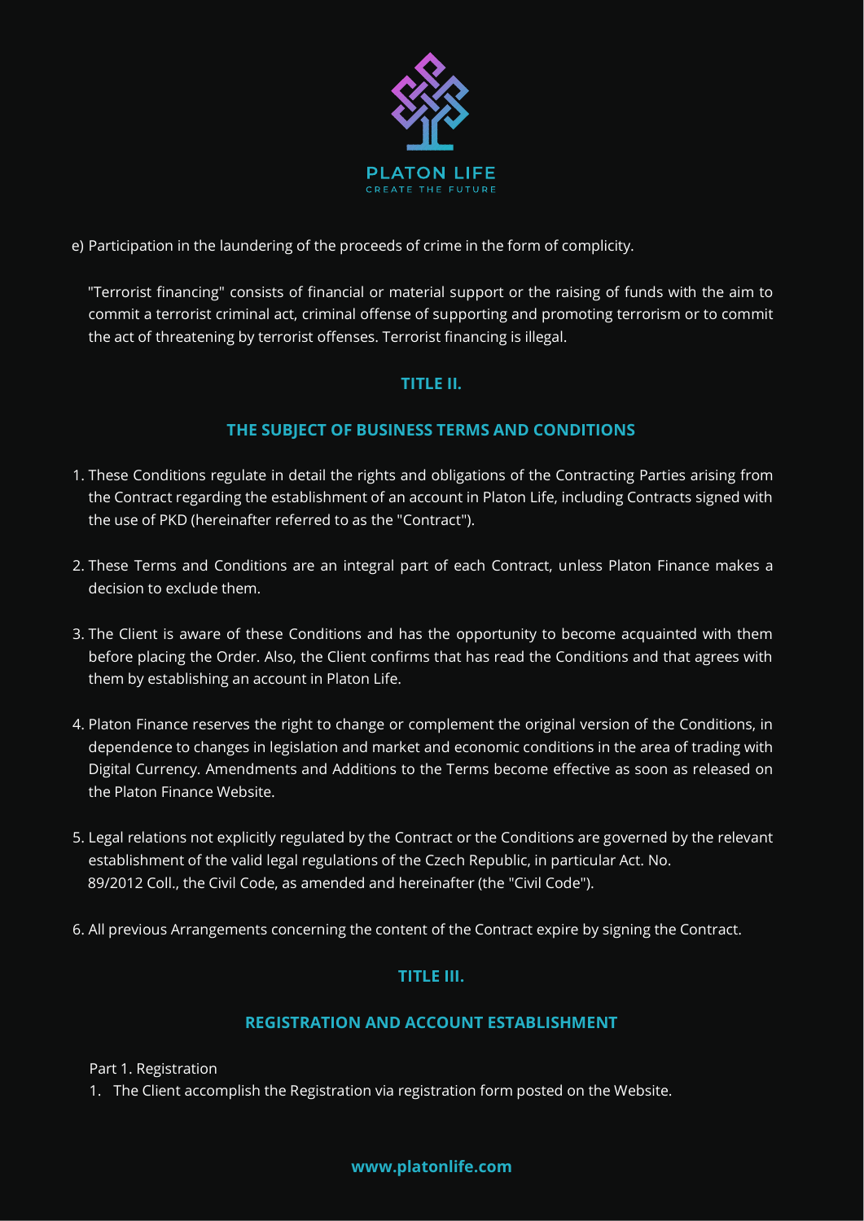e) Participation in the laundering of the proceeds of crime in the form of complicity.

"Terrorist financing" consists of financial or material support or the raising of funds with the aim to commit a terrorist criminal act, criminal offense of supporting and promoting terrorism or to commit the act of threatening by terrorist offenses. Terrorist financing is illegal.

## TITLE II.

## THE SUBJECT OF BUSINESS TERMS AND CONDITIONS

1. These Conditions regulate in detail the rights and obligations of the Contracting Parties arising from the Contract regarding the establishment of an account in Platon Life, including Contracts signed with the use of PKD (hereinafter referred to as the "Contract").

2. These Terms and Conditions are an integral part of each Contract, unless Platon Finance makes a decision to exclude them.

3. The Client is aware of these Conditions and has the opportunity to become acquainted with them before placing the Order. Also, the Client confirms that has read the Conditions and that agrees with them by establishing an account in Platon Life.

4. Platon Finance reserves the right to change or complement the original version of the Conditions, in dependence to changes in legislation and market and economic conditions in the area of trading with Digital Currency. Amendments and Additions to the Terms become effective as soon as released on the Platon Finance Website.

5. Legal relations not explicitly regulated by the Contract or the Conditions are governed by the relevant establishment of the valid legal regulations of the Czech Republic, in particular Act. No. 89/2012 Coll., the Civil Code, as amended and hereinafter (the "Civil Code").

6. All previous Arrangements concerning the content of the Contract expire by signing the Contract.

## TITLE III.

## REGISTRATION AND ACCOUNT ESTABLISHMENT

Part 1. Registration

1. The Client accomplish the Registration via registration form posted on the Website.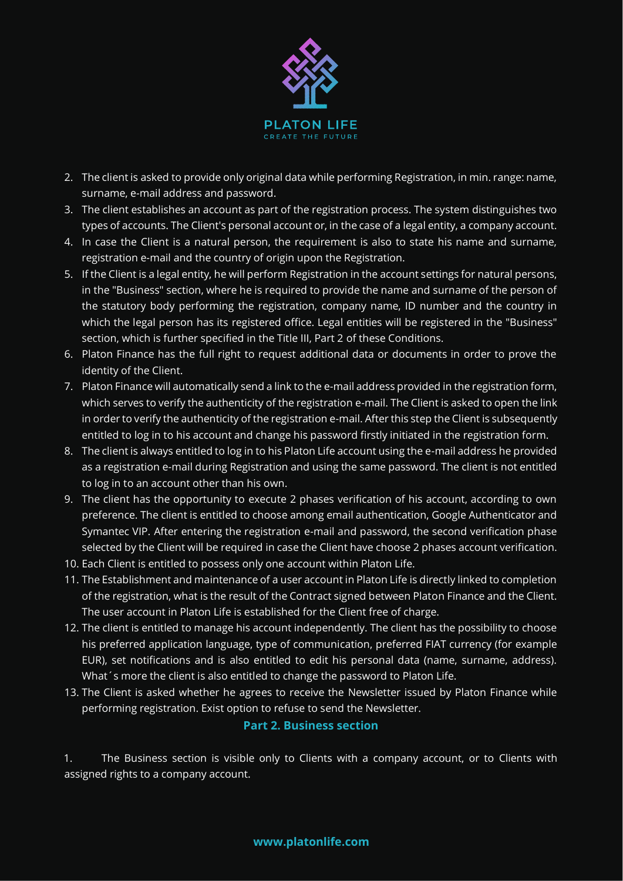2. The client is asked to provide only original data while performing Registration, in min. range: name, surname, e-mail address and password.
3. The client establishes an account as part of the registration process. The system distinguishes two types of accounts. The Client's personal account or, in the case of a legal entity, a company account.
4. In case the Client is a natural person, the requirement is also to state his name and surname, registration e-mail and the country of origin upon the Registration.
5. If the Client is a legal entity, he will perform Registration in the account settings for natural persons, in the "Business" section, where he is required to provide the name and surname of the person of the statutory body performing the registration, company name, ID number and the country in which the legal person has its registered office. Legal entities will be registered in the "Business" section, which is further specified in the Title III, Part 2 of these Conditions.
6. Platon Finance has the full right to request additional data or documents in order to prove the identity of the Client.
7. Platon Finance will automatically send a link to the e-mail address provided in the registration form, which serves to verify the authenticity of the registration e-mail. The Client is asked to open the link in order to verify the authenticity of the registration e-mail. After this step the Client is subsequently entitled to log in to his account and change his password firstly initiated in the registration form.
8. The client is always entitled to log in to his Platon Life account using the e-mail address he provided as a registration e-mail during Registration and using the same password. The client is not entitled to log in to an account other than his own.
9. The client has the opportunity to execute 2 phases verification of his account, according to own preference. The client is entitled to choose among email authentication, Google Authenticator and Symantec VIP. After entering the registration e-mail and password, the second verification phase selected by the Client will be required in case the Client have choose 2 phases account verification.
10. Each Client is entitled to possess only one account within Platon Life.
11. The Establishment and maintenance of a user account in Platon Life is directly linked to completion of the registration, what is the result of the Contract signed between Platon Finance and the Client. The user account in Platon Life is established for the Client free of charge.
12. The client is entitled to manage his account independently. The client has the possibility to choose his preferred application language, type of communication, preferred FIAT currency (for example EUR), set notifications and is also entitled to edit his personal data (name, surname, address). What´s more the client is also entitled to change the password to Platon Life.
13. The Client is asked whether he agrees to receive the Newsletter issued by Platon Finance while performing registration. Exist option to refuse to send the Newsletter.

## Part 2. Business section

1. The Business section is visible only to Clients with a company account, or to Clients with assigned rights to a company account.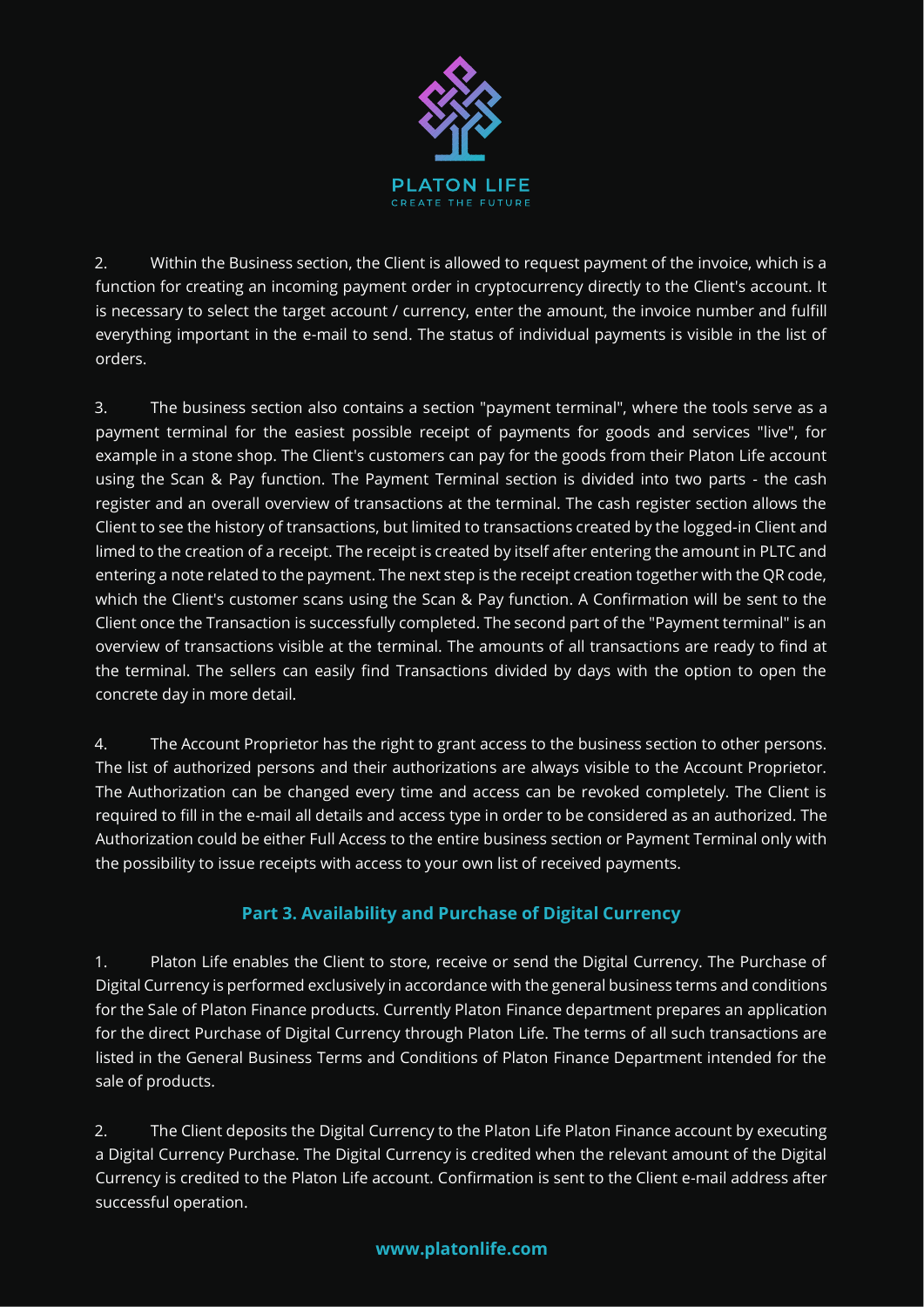2. Within the Business section, the Client is allowed to request payment of the invoice, which is a function for creating an incoming payment order in cryptocurrency directly to the Client's account. It is necessary to select the target account / currency, enter the amount, the invoice number and fulfill everything important in the e-mail to send. The status of individual payments is visible in the list of orders.

3. The business section also contains a section "payment terminal", where the tools serve as a payment terminal for the easiest possible receipt of payments for goods and services "live", for example in a stone shop. The Client's customers can pay for the goods from their Platon Life account using the Scan & Pay function. The Payment Terminal section is divided into two parts - the cash register and an overall overview of transactions at the terminal. The cash register section allows the Client to see the history of transactions, but limited to transactions created by the logged-in Client and limed to the creation of a receipt. The receipt is created by itself after entering the amount in PLTC and entering a note related to the payment. The next step is the receipt creation together with the QR code, which the Client's customer scans using the Scan & Pay function. A Confirmation will be sent to the Client once the Transaction is successfully completed. The second part of the "Payment terminal" is an overview of transactions visible at the terminal. The amounts of all transactions are ready to find at the terminal. The sellers can easily find Transactions divided by days with the option to open the concrete day in more detail.

4. The Account Proprietor has the right to grant access to the business section to other persons. The list of authorized persons and their authorizations are always visible to the Account Proprietor. The Authorization can be changed every time and access can be revoked completely. The Client is required to fill in the e-mail all details and access type in order to be considered as an authorized. The Authorization could be either Full Access to the entire business section or Payment Terminal only with the possibility to issue receipts with access to your own list of received payments.

## Part 3. Availability and Purchase of Digital Currency

1. Platon Life enables the Client to store, receive or send the Digital Currency. The Purchase of Digital Currency is performed exclusively in accordance with the general business terms and conditions for the Sale of Platon Finance products. Currently Platon Finance department prepares an application for the direct Purchase of Digital Currency through Platon Life. The terms of all such transactions are listed in the General Business Terms and Conditions of Platon Finance Department intended for the sale of products.

2. The Client deposits the Digital Currency to the Platon Life Platon Finance account by executing a Digital Currency Purchase. The Digital Currency is credited when the relevant amount of the Digital Currency is credited to the Platon Life account. Confirmation is sent to the Client e-mail address after successful operation.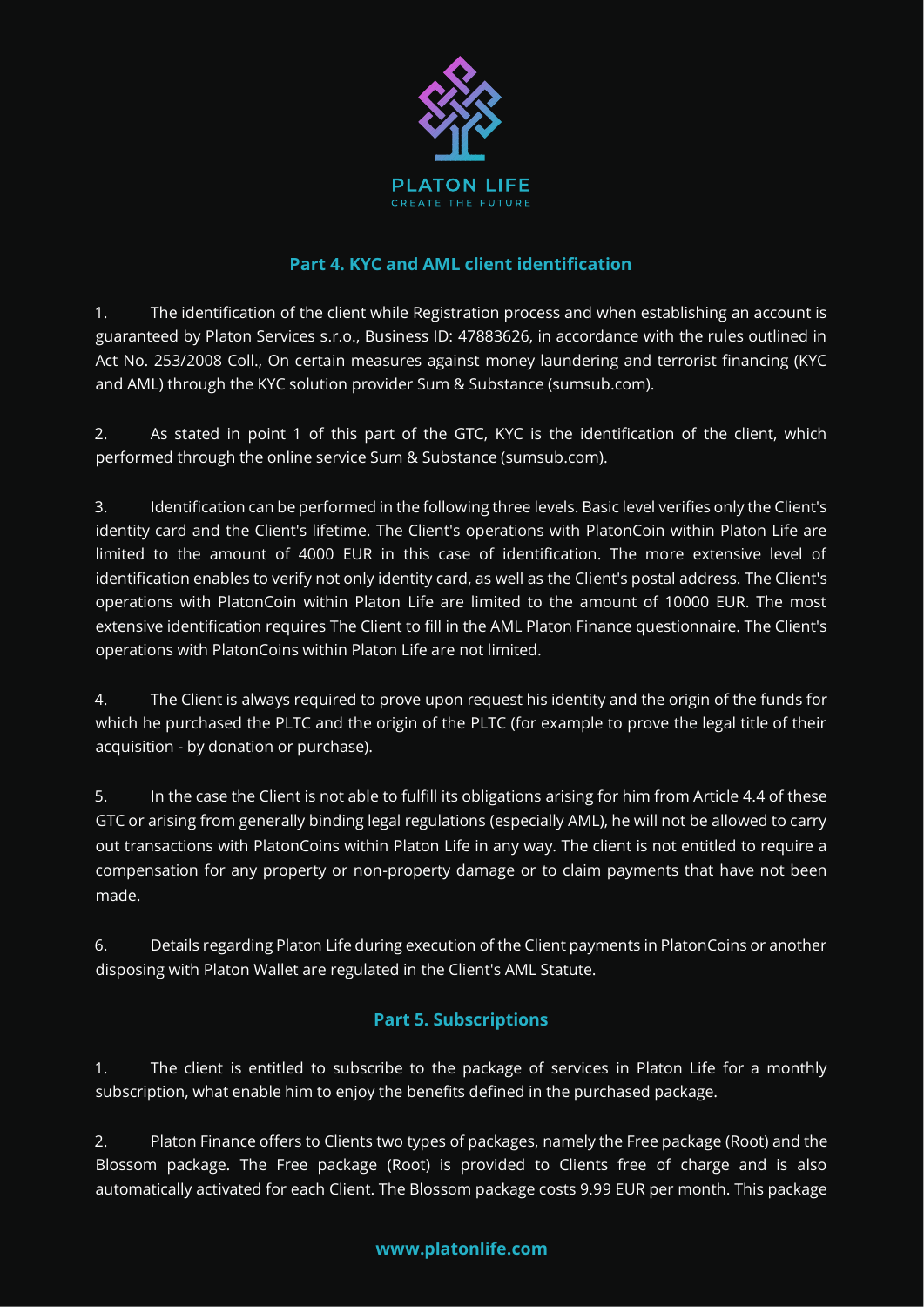## Part 4. KYC and AML client identification

1. The identification of the client while Registration process and when establishing an account is guaranteed by Platon Services s.r.o., Business ID: 47883626, in accordance with the rules outlined in Act No. 253/2008 Coll., On certain measures against money laundering and terrorist financing (KYC and AML) through the KYC solution provider Sum & Substance (sumsub.com).

2. As stated in point 1 of this part of the GTC, KYC is the identification of the client, which performed through the online service Sum & Substance (sumsub.com).

3. Identification can be performed in the following three levels. Basic level verifies only the Client's identity card and the Client's lifetime. The Client's operations with PlatonCoin within Platon Life are limited to the amount of 4000 EUR in this case of identification. The more extensive level of identification enables to verify not only identity card, as well as the Client's postal address. The Client's operations with PlatonCoin within Platon Life are limited to the amount of 10000 EUR. The most extensive identification requires The Client to fill in the AML Platon Finance questionnaire. The Client's operations with PlatonCoins within Platon Life are not limited.

4. The Client is always required to prove upon request his identity and the origin of the funds for which he purchased the PLTC and the origin of the PLTC (for example to prove the legal title of their acquisition - by donation or purchase).

5. In the case the Client is not able to fulfill its obligations arising for him from Article 4.4 of these GTC or arising from generally binding legal regulations (especially AML), he will not be allowed to carry out transactions with PlatonCoins within Platon Life in any way. The client is not entitled to require a compensation for any property or non-property damage or to claim payments that have not been made.

6. Details regarding Platon Life during execution of the Client payments in PlatonCoins or another disposing with Platon Wallet are regulated in the Client's AML Statute.

## Part 5. Subscriptions

1. The client is entitled to subscribe to the package of services in Platon Life for a monthly subscription, what enable him to enjoy the benefits defined in the purchased package.

2. Platon Finance offers to Clients two types of packages, namely the Free package (Root) and the Blossom package. The Free package (Root) is provided to Clients free of charge and is also automatically activated for each Client. The Blossom package costs 9.99 EUR per month. This package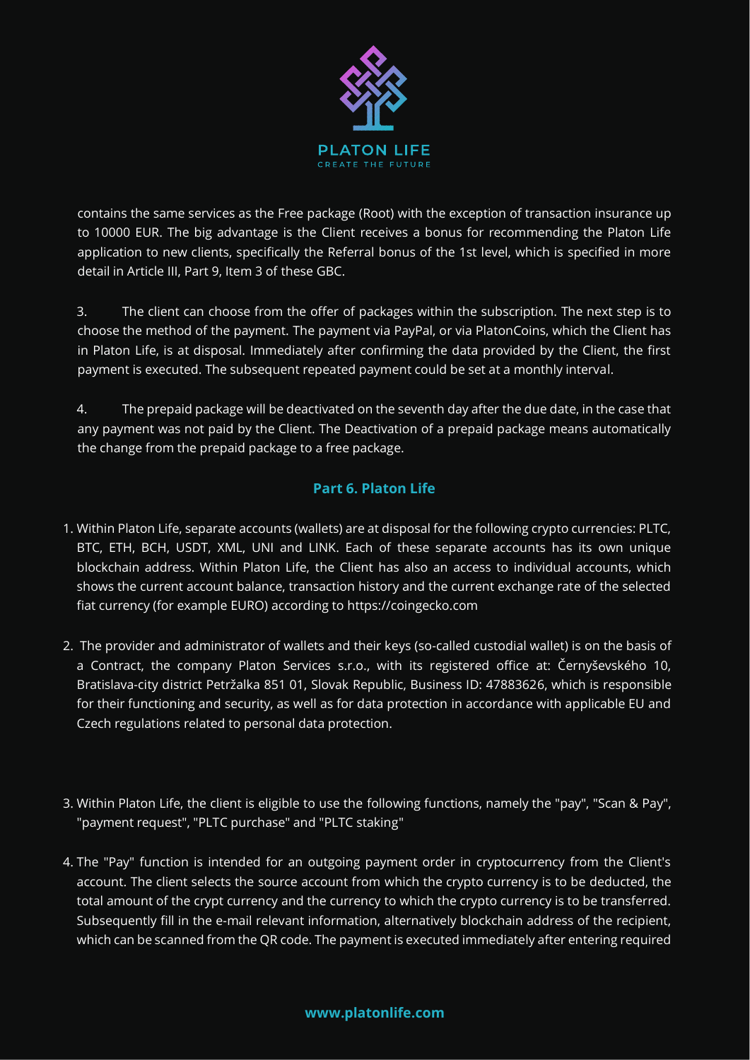contains the same services as the Free package (Root) with the exception of transaction insurance up to 10000 EUR. The big advantage is the Client receives a bonus for recommending the Platon Life application to new clients, specifically the Referral bonus of the 1st level, which is specified in more detail in Article III, Part 9, Item 3 of these GBC.

3. The client can choose from the offer of packages within the subscription. The next step is to choose the method of the payment. The payment via PayPal, or via PlatonCoins, which the Client has in Platon Life, is at disposal. Immediately after confirming the data provided by the Client, the first payment is executed. The subsequent repeated payment could be set at a monthly interval.

4. The prepaid package will be deactivated on the seventh day after the due date, in the case that any payment was not paid by the Client. The Deactivation of a prepaid package means automatically the change from the prepaid package to a free package.

## Part 6. Platon Life

1. Within Platon Life, separate accounts (wallets) are at disposal for the following crypto currencies: PLTC, BTC, ETH, BCH, USDT, XML, UNI and LINK. Each of these separate accounts has its own unique blockchain address. Within Platon Life, the Client has also an access to individual accounts, which shows the current account balance, transaction history and the current exchange rate of the selected fiat currency (for example EURO) according to https://coingecko.com

2. The provider and administrator of wallets and their keys (so-called custodial wallet) is on the basis of a Contract, the company Platon Services s.r.o., with its registered office at: Černyševského 10, Bratislava-city district Petržalka 851 01, Slovak Republic, Business ID: 47883626, which is responsible for their functioning and security, as well as for data protection in accordance with applicable EU and Czech regulations related to personal data protection.

3. Within Platon Life, the client is eligible to use the following functions, namely the "pay", "Scan & Pay", "payment request", "PLTC purchase" and "PLTC staking"

4. The "Pay" function is intended for an outgoing payment order in cryptocurrency from the Client's account. The client selects the source account from which the crypto currency is to be deducted, the total amount of the crypt currency and the currency to which the crypto currency is to be transferred. Subsequently fill in the e-mail relevant information, alternatively blockchain address of the recipient, which can be scanned from the QR code. The payment is executed immediately after entering required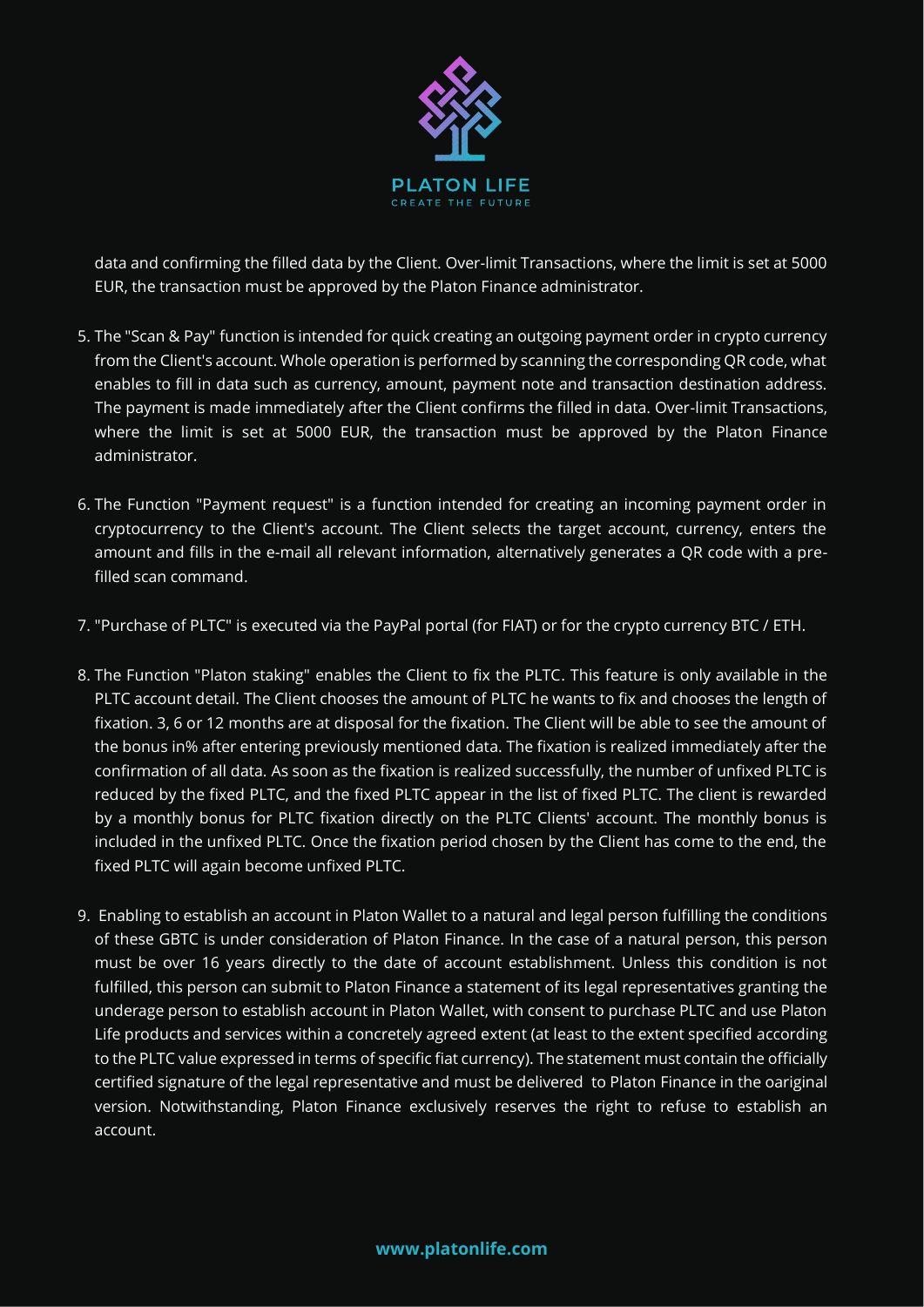data and confirming the filled data by the Client. Over-limit Transactions, where the limit is set at 5000 EUR, the transaction must be approved by the Platon Finance administrator.

5. The "Scan & Pay" function is intended for quick creating an outgoing payment order in crypto currency from the Client's account. Whole operation is performed by scanning the corresponding QR code, what enables to fill in data such as currency, amount, payment note and transaction destination address. The payment is made immediately after the Client confirms the filled in data. Over-limit Transactions, where the limit is set at 5000 EUR, the transaction must be approved by the Platon Finance administrator.

6. The Function "Payment request" is a function intended for creating an incoming payment order in cryptocurrency to the Client's account. The Client selects the target account, currency, enters the amount and fills in the e-mail all relevant information, alternatively generates a QR code with a pre-filled scan command.

7. "Purchase of PLTC" is executed via the PayPal portal (for FIAT) or for the crypto currency BTC / ETH.

8. The Function "Platon staking" enables the Client to fix the PLTC. This feature is only available in the PLTC account detail. The Client chooses the amount of PLTC he wants to fix and chooses the length of fixation. 3, 6 or 12 months are at disposal for the fixation. The Client will be able to see the amount of the bonus in% after entering previously mentioned data. The fixation is realized immediately after the confirmation of all data. As soon as the fixation is realized successfully, the number of unfixed PLTC is reduced by the fixed PLTC, and the fixed PLTC appear in the list of fixed PLTC. The client is rewarded by a monthly bonus for PLTC fixation directly on the PLTC Clients' account. The monthly bonus is included in the unfixed PLTC. Once the fixation period chosen by the Client has come to the end, the fixed PLTC will again become unfixed PLTC.

9. Enabling to establish an account in Platon Wallet to a natural and legal person fulfilling the conditions of these GBTC is under consideration of Platon Finance. In the case of a natural person, this person must be over 16 years directly to the date of account establishment. Unless this condition is not fulfilled, this person can submit to Platon Finance a statement of its legal representatives granting the underage person to establish account in Platon Wallet, with consent to purchase PLTC and use Platon Life products and services within a concretely agreed extent (at least to the extent specified according to the PLTC value expressed in terms of specific fiat currency). The statement must contain the officially certified signature of the legal representative and must be delivered to Platon Finance in the oariginal version. Notwithstanding, Platon Finance exclusively reserves the right to refuse to establish an account.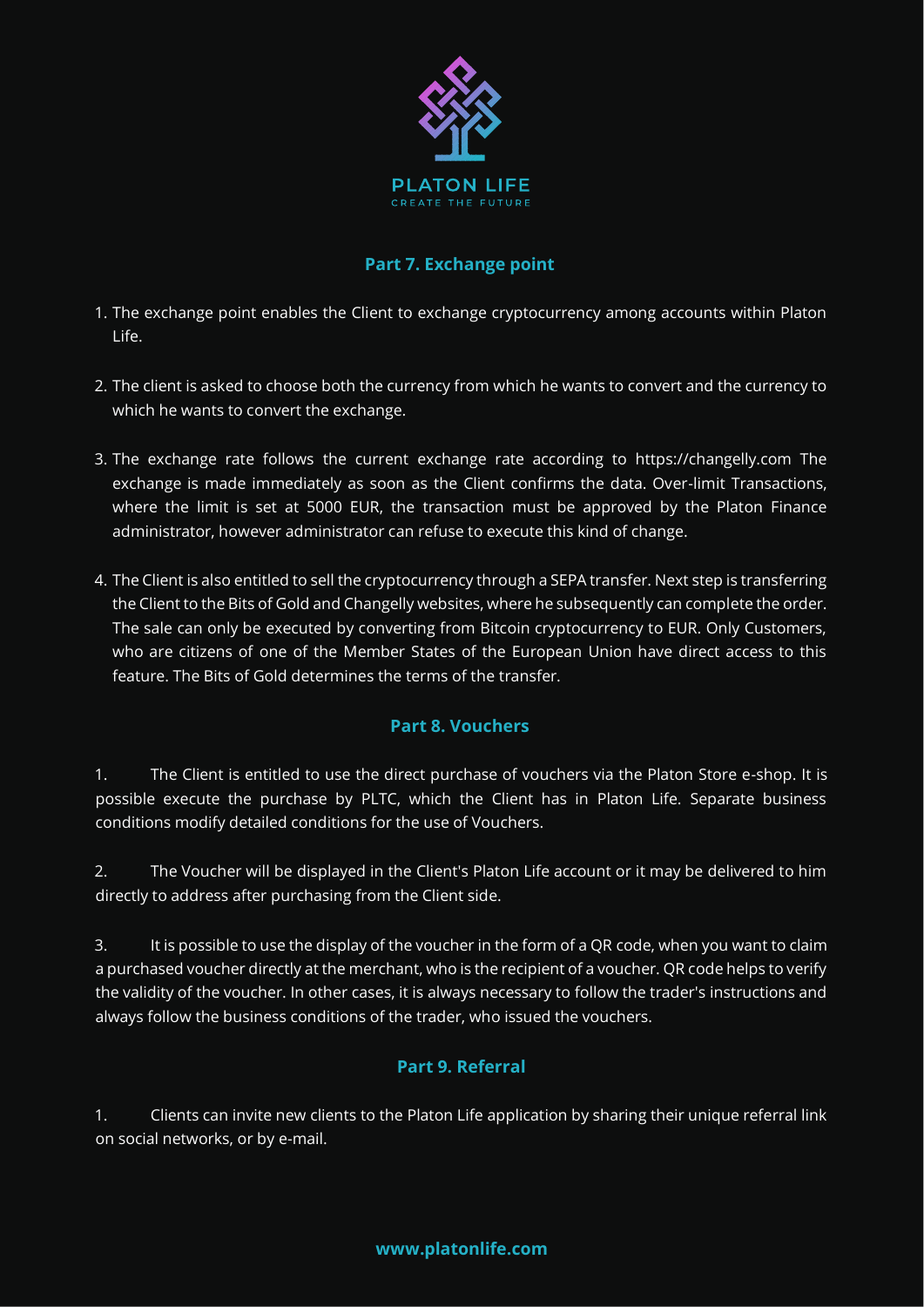## Part 7. Exchange point

1. The exchange point enables the Client to exchange cryptocurrency among accounts within Platon Life.

2. The client is asked to choose both the currency from which he wants to convert and the currency to which he wants to convert the exchange.

3. The exchange rate follows the current exchange rate according to https://changelly.com The exchange is made immediately as soon as the Client confirms the data. Over-limit Transactions, where the limit is set at 5000 EUR, the transaction must be approved by the Platon Finance administrator, however administrator can refuse to execute this kind of change.

4. The Client is also entitled to sell the cryptocurrency through a SEPA transfer. Next step is transferring the Client to the Bits of Gold and Changelly websites, where he subsequently can complete the order. The sale can only be executed by converting from Bitcoin cryptocurrency to EUR. Only Customers, who are citizens of one of the Member States of the European Union have direct access to this feature. The Bits of Gold determines the terms of the transfer.

## Part 8. Vouchers

1. The Client is entitled to use the direct purchase of vouchers via the Platon Store e-shop. It is possible execute the purchase by PLTC, which the Client has in Platon Life. Separate business conditions modify detailed conditions for the use of Vouchers.

2. The Voucher will be displayed in the Client's Platon Life account or it may be delivered to him directly to address after purchasing from the Client side.

3. It is possible to use the display of the voucher in the form of a QR code, when you want to claim a purchased voucher directly at the merchant, who is the recipient of a voucher. QR code helps to verify the validity of the voucher. In other cases, it is always necessary to follow the trader's instructions and always follow the business conditions of the trader, who issued the vouchers.

## Part 9. Referral

1. Clients can invite new clients to the Platon Life application by sharing their unique referral link on social networks, or by e-mail.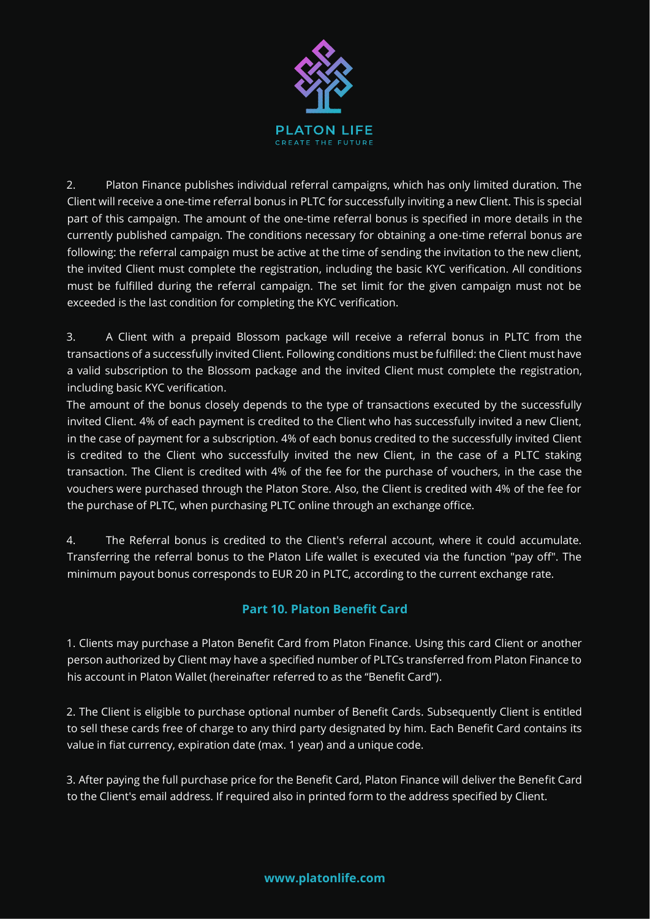2. Platon Finance publishes individual referral campaigns, which has only limited duration. The Client will receive a one-time referral bonus in PLTC for successfully inviting a new Client. This is special part of this campaign. The amount of the one-time referral bonus is specified in more details in the currently published campaign. The conditions necessary for obtaining a one-time referral bonus are following: the referral campaign must be active at the time of sending the invitation to the new client, the invited Client must complete the registration, including the basic KYC verification. All conditions must be fulfilled during the referral campaign. The set limit for the given campaign must not be exceeded is the last condition for completing the KYC verification.

3. A Client with a prepaid Blossom package will receive a referral bonus in PLTC from the transactions of a successfully invited Client. Following conditions must be fulfilled: the Client must have a valid subscription to the Blossom package and the invited Client must complete the registration, including basic KYC verification.
The amount of the bonus closely depends to the type of transactions executed by the successfully invited Client. 4% of each payment is credited to the Client who has successfully invited a new Client, in the case of payment for a subscription. 4% of each bonus credited to the successfully invited Client is credited to the Client who successfully invited the new Client, in the case of a PLTC staking transaction. The Client is credited with 4% of the fee for the purchase of vouchers, in the case the vouchers were purchased through the Platon Store. Also, the Client is credited with 4% of the fee for the purchase of PLTC, when purchasing PLTC online through an exchange office.

4. The Referral bonus is credited to the Client's referral account, where it could accumulate. Transferring the referral bonus to the Platon Life wallet is executed via the function "pay off". The minimum payout bonus corresponds to EUR 20 in PLTC, according to the current exchange rate.

## Part 10. Platon Benefit Card

1. Clients may purchase a Platon Benefit Card from Platon Finance. Using this card Client or another person authorized by Client may have a specified number of PLTCs transferred from Platon Finance to his account in Platon Wallet (hereinafter referred to as the "Benefit Card").

2. The Client is eligible to purchase optional number of Benefit Cards. Subsequently Client is entitled to sell these cards free of charge to any third party designated by him. Each Benefit Card contains its value in fiat currency, expiration date (max. 1 year) and a unique code.

3. After paying the full purchase price for the Benefit Card, Platon Finance will deliver the Benefit Card to the Client's email address. If required also in printed form to the address specified by Client.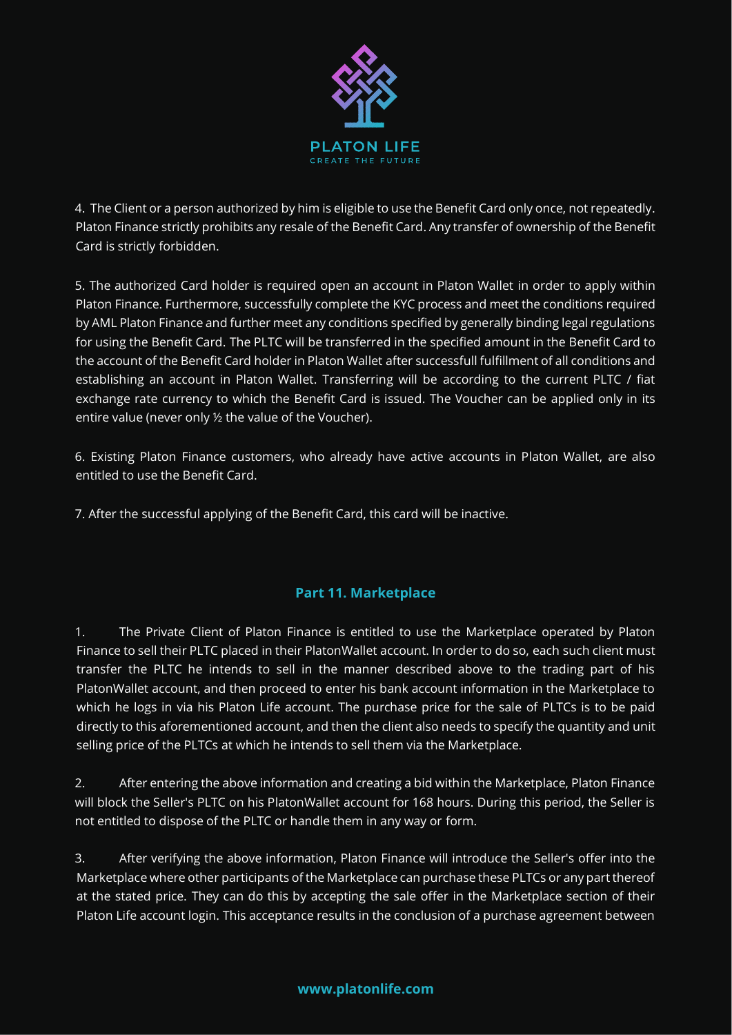4. The Client or a person authorized by him is eligible to use the Benefit Card only once, not repeatedly. Platon Finance strictly prohibits any resale of the Benefit Card. Any transfer of ownership of the Benefit Card is strictly forbidden.

5. The authorized Card holder is required open an account in Platon Wallet in order to apply within Platon Finance. Furthermore, successfully complete the KYC process and meet the conditions required by AML Platon Finance and further meet any conditions specified by generally binding legal regulations for using the Benefit Card. The PLTC will be transferred in the specified amount in the Benefit Card to the account of the Benefit Card holder in Platon Wallet after successfull fulfillment of all conditions and establishing an account in Platon Wallet. Transferring will be according to the current PLTC / fiat exchange rate currency to which the Benefit Card is issued. The Voucher can be applied only in its entire value (never only ½ the value of the Voucher).

6. Existing Platon Finance customers, who already have active accounts in Platon Wallet, are also entitled to use the Benefit Card.

7. After the successful applying of the Benefit Card, this card will be inactive.

## Part 11. Marketplace

1. The Private Client of Platon Finance is entitled to use the Marketplace operated by Platon Finance to sell their PLTC placed in their PlatonWallet account. In order to do so, each such client must transfer the PLTC he intends to sell in the manner described above to the trading part of his PlatonWallet account, and then proceed to enter his bank account information in the Marketplace to which he logs in via his Platon Life account. The purchase price for the sale of PLTCs is to be paid directly to this aforementioned account, and then the client also needs to specify the quantity and unit selling price of the PLTCs at which he intends to sell them via the Marketplace.

2. After entering the above information and creating a bid within the Marketplace, Platon Finance will block the Seller's PLTC on his PlatonWallet account for 168 hours. During this period, the Seller is not entitled to dispose of the PLTC or handle them in any way or form.

3. After verifying the above information, Platon Finance will introduce the Seller's offer into the Marketplace where other participants of the Marketplace can purchase these PLTCs or any part thereof at the stated price. They can do this by accepting the sale offer in the Marketplace section of their Platon Life account login. This acceptance results in the conclusion of a purchase agreement between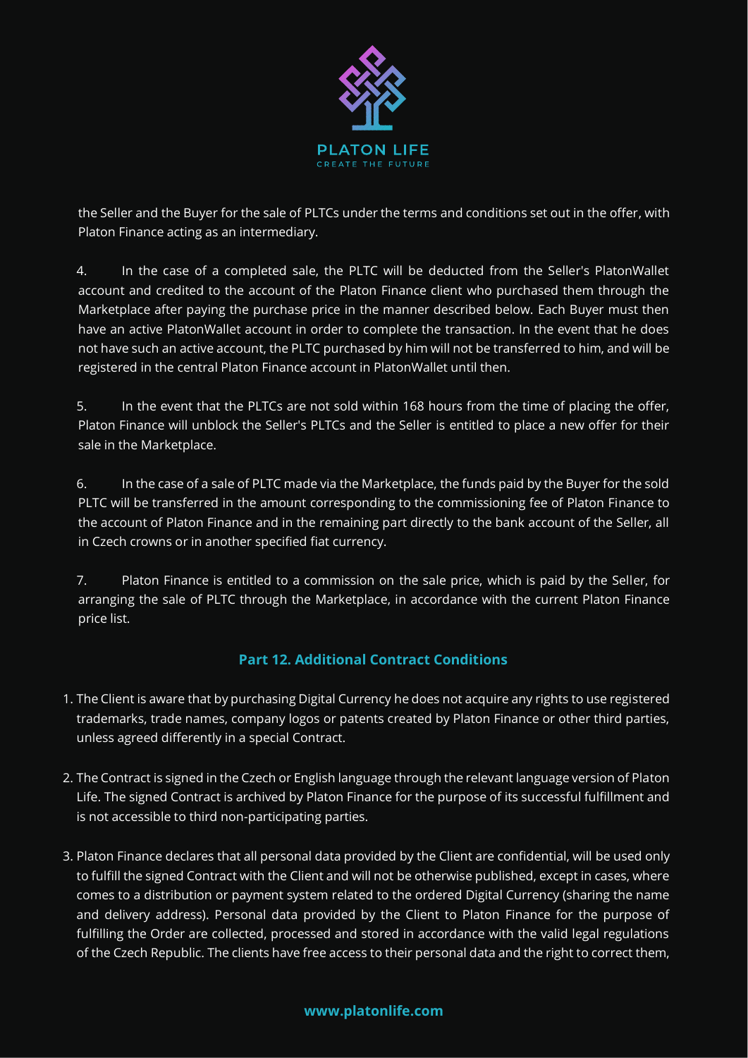the Seller and the Buyer for the sale of PLTCs under the terms and conditions set out in the offer, with Platon Finance acting as an intermediary.

4. In the case of a completed sale, the PLTC will be deducted from the Seller's PlatonWallet account and credited to the account of the Platon Finance client who purchased them through the Marketplace after paying the purchase price in the manner described below. Each Buyer must then have an active PlatonWallet account in order to complete the transaction. In the event that he does not have such an active account, the PLTC purchased by him will not be transferred to him, and will be registered in the central Platon Finance account in PlatonWallet until then.

5. In the event that the PLTCs are not sold within 168 hours from the time of placing the offer, Platon Finance will unblock the Seller's PLTCs and the Seller is entitled to place a new offer for their sale in the Marketplace.

6. In the case of a sale of PLTC made via the Marketplace, the funds paid by the Buyer for the sold PLTC will be transferred in the amount corresponding to the commissioning fee of Platon Finance to the account of Platon Finance and in the remaining part directly to the bank account of the Seller, all in Czech crowns or in another specified fiat currency.

7. Platon Finance is entitled to a commission on the sale price, which is paid by the Seller, for arranging the sale of PLTC through the Marketplace, in accordance with the current Platon Finance price list.

## Part 12. Additional Contract Conditions

1. The Client is aware that by purchasing Digital Currency he does not acquire any rights to use registered trademarks, trade names, company logos or patents created by Platon Finance or other third parties, unless agreed differently in a special Contract.

2. The Contract is signed in the Czech or English language through the relevant language version of Platon Life. The signed Contract is archived by Platon Finance for the purpose of its successful fulfillment and is not accessible to third non-participating parties.

3. Platon Finance declares that all personal data provided by the Client are confidential, will be used only to fulfill the signed Contract with the Client and will not be otherwise published, except in cases, where comes to a distribution or payment system related to the ordered Digital Currency (sharing the name and delivery address). Personal data provided by the Client to Platon Finance for the purpose of fulfilling the Order are collected, processed and stored in accordance with the valid legal regulations of the Czech Republic. The clients have free access to their personal data and the right to correct them,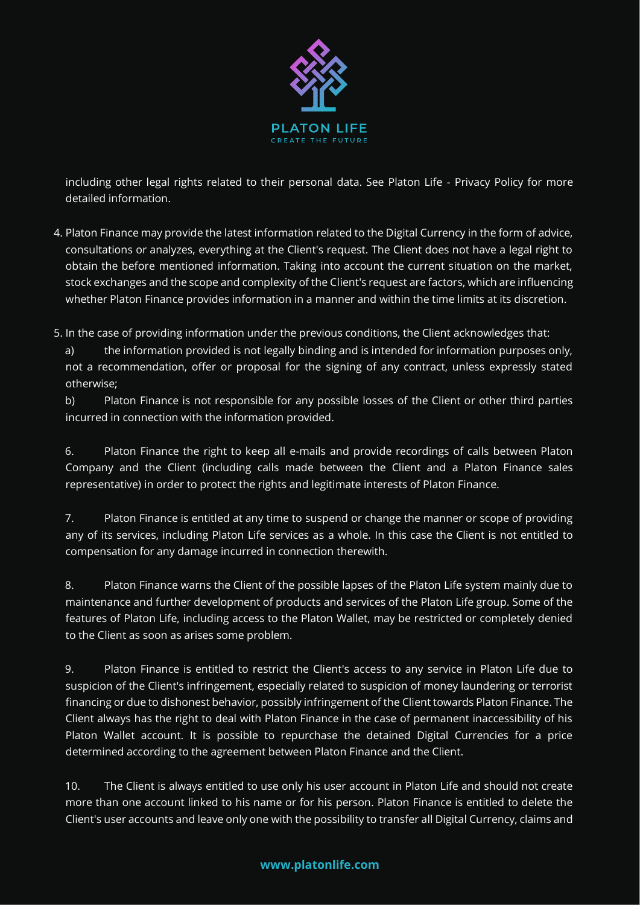including other legal rights related to their personal data. See Platon Life - Privacy Policy for more detailed information.

4. Platon Finance may provide the latest information related to the Digital Currency in the form of advice, consultations or analyzes, everything at the Client's request. The Client does not have a legal right to obtain the before mentioned information. Taking into account the current situation on the market, stock exchanges and the scope and complexity of the Client's request are factors, which are influencing whether Platon Finance provides information in a manner and within the time limits at its discretion.

5. In the case of providing information under the previous conditions, the Client acknowledges that:

   a) the information provided is not legally binding and is intended for information purposes only, not a recommendation, offer or proposal for the signing of any contract, unless expressly stated otherwise;

   b) Platon Finance is not responsible for any possible losses of the Client or other third parties incurred in connection with the information provided.

6. Platon Finance the right to keep all e-mails and provide recordings of calls between Platon Company and the Client (including calls made between the Client and a Platon Finance sales representative) in order to protect the rights and legitimate interests of Platon Finance.

7. Platon Finance is entitled at any time to suspend or change the manner or scope of providing any of its services, including Platon Life services as a whole. In this case the Client is not entitled to compensation for any damage incurred in connection therewith.

8. Platon Finance warns the Client of the possible lapses of the Platon Life system mainly due to maintenance and further development of products and services of the Platon Life group. Some of the features of Platon Life, including access to the Platon Wallet, may be restricted or completely denied to the Client as soon as arises some problem.

9. Platon Finance is entitled to restrict the Client's access to any service in Platon Life due to suspicion of the Client's infringement, especially related to suspicion of money laundering or terrorist financing or due to dishonest behavior, possibly infringement of the Client towards Platon Finance. The Client always has the right to deal with Platon Finance in the case of permanent inaccessibility of his Platon Wallet account. It is possible to repurchase the detained Digital Currencies for a price determined according to the agreement between Platon Finance and the Client.

10. The Client is always entitled to use only his user account in Platon Life and should not create more than one account linked to his name or for his person. Platon Finance is entitled to delete the Client's user accounts and leave only one with the possibility to transfer all Digital Currency, claims and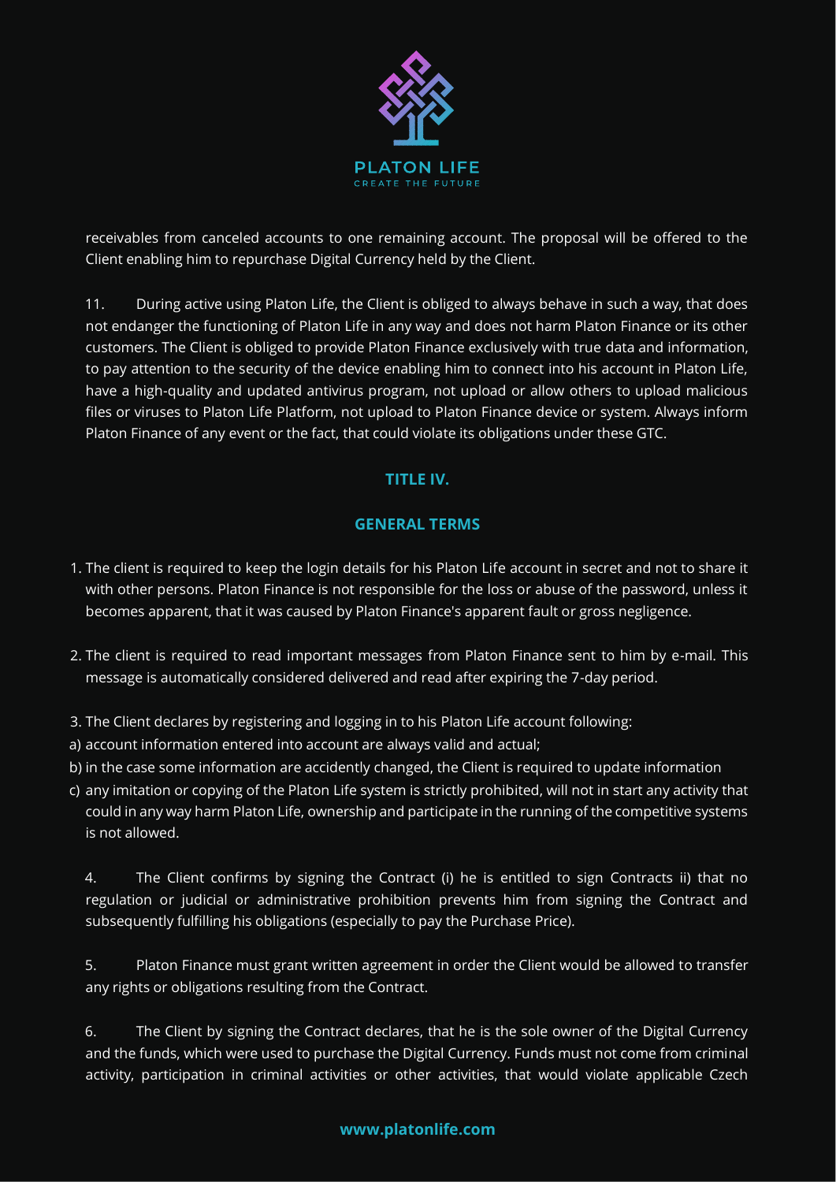receivables from canceled accounts to one remaining account. The proposal will be offered to the Client enabling him to repurchase Digital Currency held by the Client.

11. During active using Platon Life, the Client is obliged to always behave in such a way, that does not endanger the functioning of Platon Life in any way and does not harm Platon Finance or its other customers. The Client is obliged to provide Platon Finance exclusively with true data and information, to pay attention to the security of the device enabling him to connect into his account in Platon Life, have a high-quality and updated antivirus program, not upload or allow others to upload malicious files or viruses to Platon Life Platform, not upload to Platon Finance device or system. Always inform Platon Finance of any event or the fact, that could violate its obligations under these GTC.

## TITLE IV.

## GENERAL TERMS

1. The client is required to keep the login details for his Platon Life account in secret and not to share it with other persons. Platon Finance is not responsible for the loss or abuse of the password, unless it becomes apparent, that it was caused by Platon Finance's apparent fault or gross negligence.

2. The client is required to read important messages from Platon Finance sent to him by e-mail. This message is automatically considered delivered and read after expiring the 7-day period.

3. The Client declares by registering and logging in to his Platon Life account following:

a) account information entered into account are always valid and actual;

b) in the case some information are accidently changed, the Client is required to update information

c) any imitation or copying of the Platon Life system is strictly prohibited, will not in start any activity that could in any way harm Platon Life, ownership and participate in the running of the competitive systems is not allowed.

4. The Client confirms by signing the Contract (i) he is entitled to sign Contracts ii) that no regulation or judicial or administrative prohibition prevents him from signing the Contract and subsequently fulfilling his obligations (especially to pay the Purchase Price).

5. Platon Finance must grant written agreement in order the Client would be allowed to transfer any rights or obligations resulting from the Contract.

6. The Client by signing the Contract declares, that he is the sole owner of the Digital Currency and the funds, which were used to purchase the Digital Currency. Funds must not come from criminal activity, participation in criminal activities or other activities, that would violate applicable Czech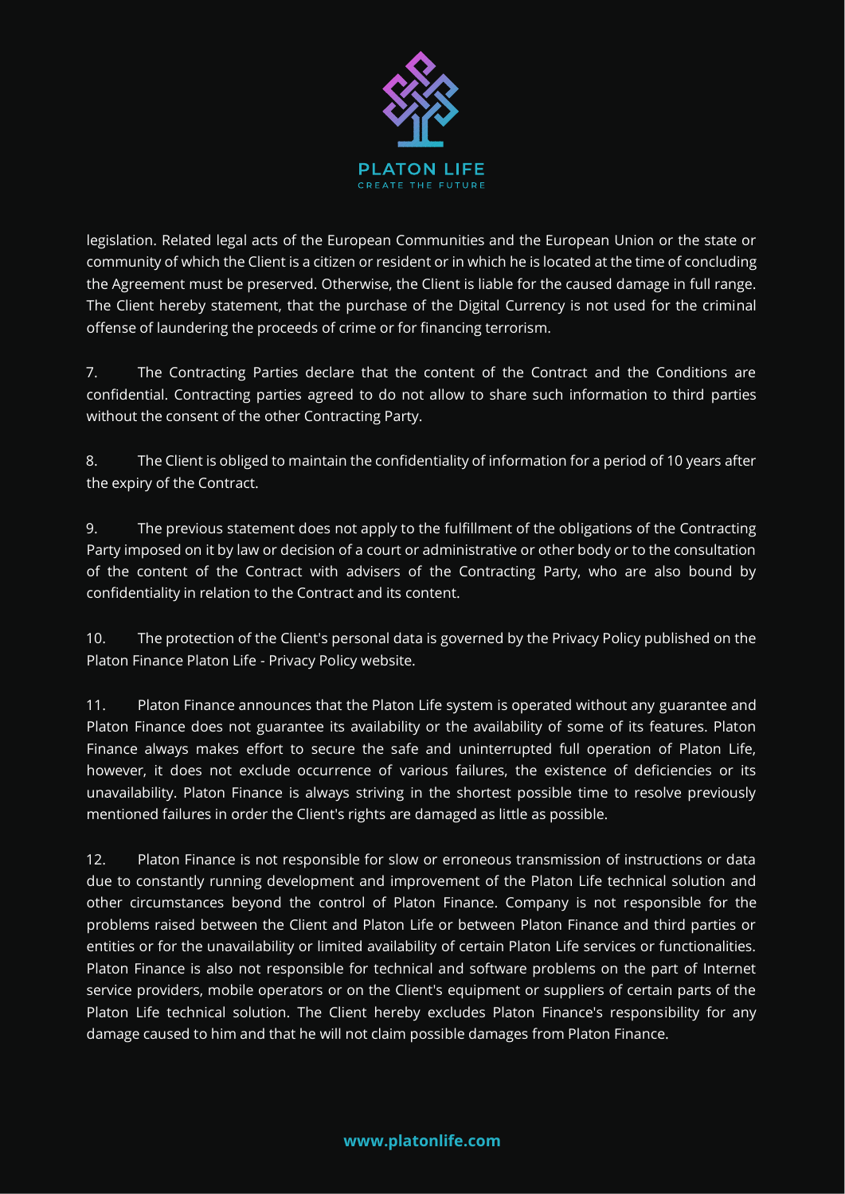legislation. Related legal acts of the European Communities and the European Union or the state or community of which the Client is a citizen or resident or in which he is located at the time of concluding the Agreement must be preserved. Otherwise, the Client is liable for the caused damage in full range. The Client hereby statement, that the purchase of the Digital Currency is not used for the criminal offense of laundering the proceeds of crime or for financing terrorism.

7. The Contracting Parties declare that the content of the Contract and the Conditions are confidential. Contracting parties agreed to do not allow to share such information to third parties without the consent of the other Contracting Party.

8. The Client is obliged to maintain the confidentiality of information for a period of 10 years after the expiry of the Contract.

9. The previous statement does not apply to the fulfillment of the obligations of the Contracting Party imposed on it by law or decision of a court or administrative or other body or to the consultation of the content of the Contract with advisers of the Contracting Party, who are also bound by confidentiality in relation to the Contract and its content.

10. The protection of the Client's personal data is governed by the Privacy Policy published on the Platon Finance Platon Life - Privacy Policy website.

11. Platon Finance announces that the Platon Life system is operated without any guarantee and Platon Finance does not guarantee its availability or the availability of some of its features. Platon Finance always makes effort to secure the safe and uninterrupted full operation of Platon Life, however, it does not exclude occurrence of various failures, the existence of deficiencies or its unavailability. Platon Finance is always striving in the shortest possible time to resolve previously mentioned failures in order the Client's rights are damaged as little as possible.

12. Platon Finance is not responsible for slow or erroneous transmission of instructions or data due to constantly running development and improvement of the Platon Life technical solution and other circumstances beyond the control of Platon Finance. Company is not responsible for the problems raised between the Client and Platon Life or between Platon Finance and third parties or entities or for the unavailability or limited availability of certain Platon Life services or functionalities. Platon Finance is also not responsible for technical and software problems on the part of Internet service providers, mobile operators or on the Client's equipment or suppliers of certain parts of the Platon Life technical solution. The Client hereby excludes Platon Finance's responsibility for any damage caused to him and that he will not claim possible damages from Platon Finance.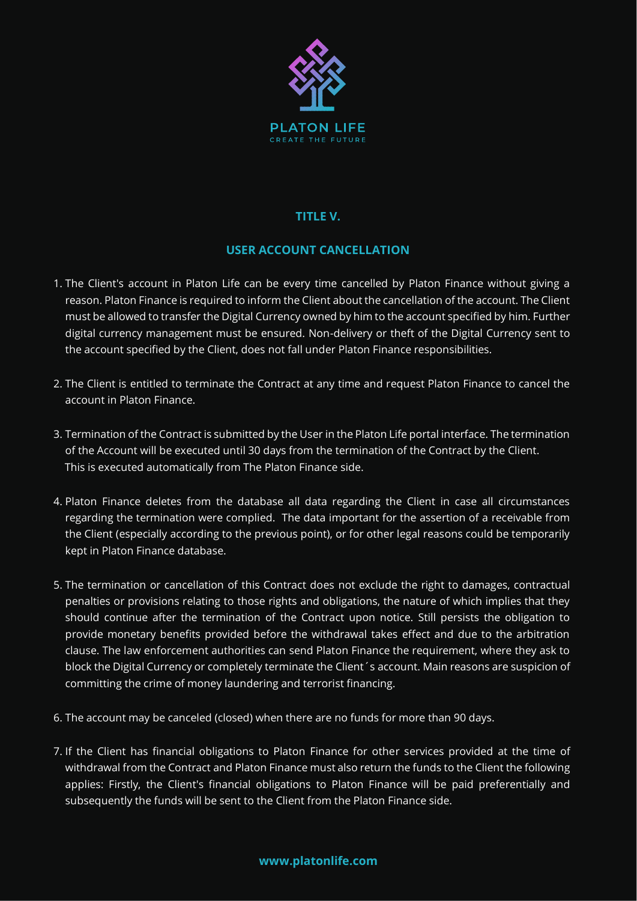## TITLE V.

## USER ACCOUNT CANCELLATION

1. The Client's account in Platon Life can be every time cancelled by Platon Finance without giving a reason. Platon Finance is required to inform the Client about the cancellation of the account. The Client must be allowed to transfer the Digital Currency owned by him to the account specified by him. Further digital currency management must be ensured. Non-delivery or theft of the Digital Currency sent to the account specified by the Client, does not fall under Platon Finance responsibilities.

2. The Client is entitled to terminate the Contract at any time and request Platon Finance to cancel the account in Platon Finance.

3. Termination of the Contract is submitted by the User in the Platon Life portal interface. The termination of the Account will be executed until 30 days from the termination of the Contract by the Client. This is executed automatically from The Platon Finance side.

4. Platon Finance deletes from the database all data regarding the Client in case all circumstances regarding the termination were complied. The data important for the assertion of a receivable from the Client (especially according to the previous point), or for other legal reasons could be temporarily kept in Platon Finance database.

5. The termination or cancellation of this Contract does not exclude the right to damages, contractual penalties or provisions relating to those rights and obligations, the nature of which implies that they should continue after the termination of the Contract upon notice. Still persists the obligation to provide monetary benefits provided before the withdrawal takes effect and due to the arbitration clause. The law enforcement authorities can send Platon Finance the requirement, where they ask to block the Digital Currency or completely terminate the Client´s account. Main reasons are suspicion of committing the crime of money laundering and terrorist financing.

6. The account may be canceled (closed) when there are no funds for more than 90 days.

7. If the Client has financial obligations to Platon Finance for other services provided at the time of withdrawal from the Contract and Platon Finance must also return the funds to the Client the following applies: Firstly, the Client's financial obligations to Platon Finance will be paid preferentially and subsequently the funds will be sent to the Client from the Platon Finance side.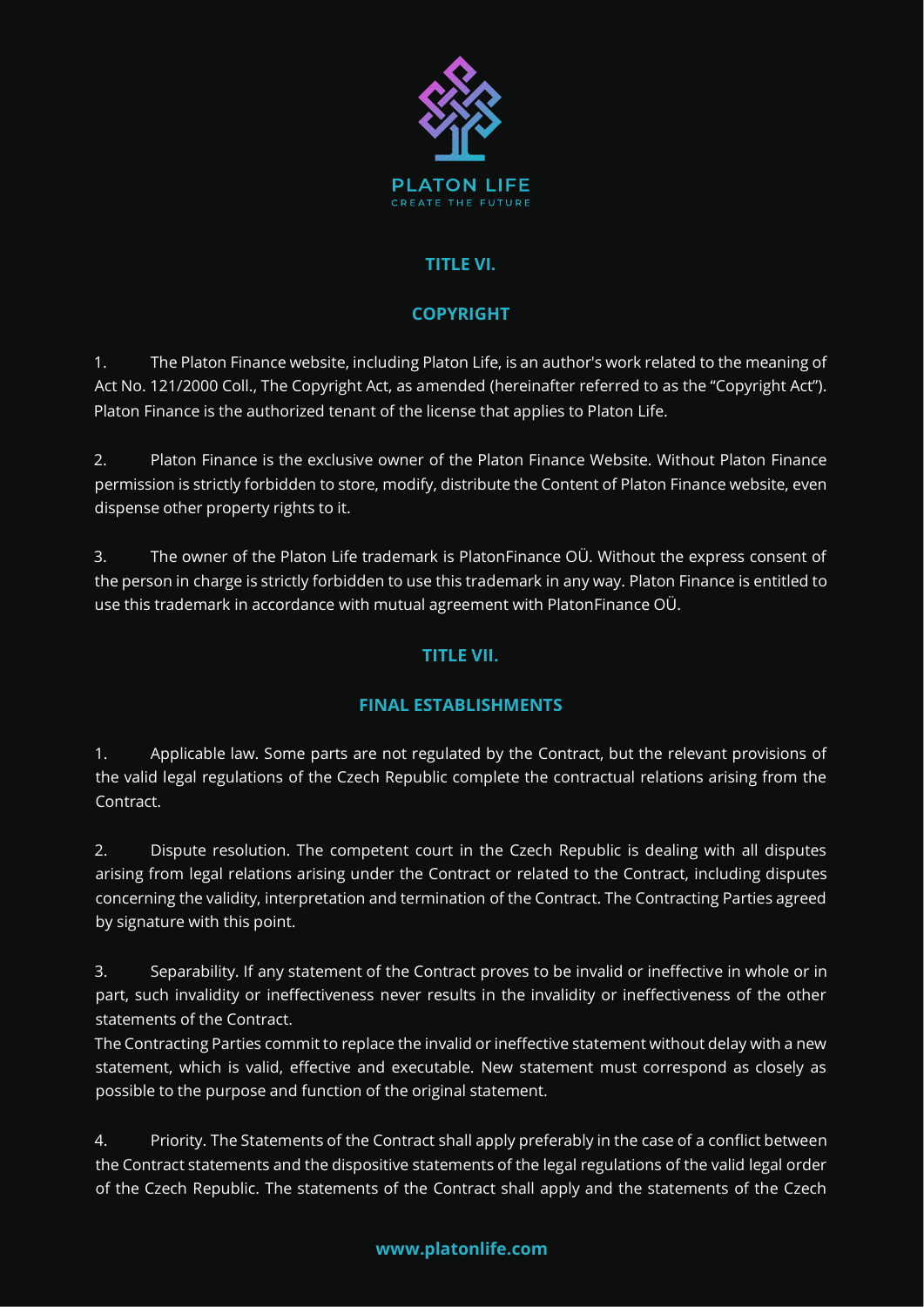## TITLE VI.

## COPYRIGHT

1. The Platon Finance website, including Platon Life, is an author's work related to the meaning of Act No. 121/2000 Coll., The Copyright Act, as amended (hereinafter referred to as the "Copyright Act"). Platon Finance is the authorized tenant of the license that applies to Platon Life.

2. Platon Finance is the exclusive owner of the Platon Finance Website. Without Platon Finance permission is strictly forbidden to store, modify, distribute the Content of Platon Finance website, even dispense other property rights to it.

3. The owner of the Platon Life trademark is PlatonFinance OÜ. Without the express consent of the person in charge is strictly forbidden to use this trademark in any way. Platon Finance is entitled to use this trademark in accordance with mutual agreement with PlatonFinance OÜ.

## TITLE VII.

## FINAL ESTABLISHMENTS

1. Applicable law. Some parts are not regulated by the Contract, but the relevant provisions of the valid legal regulations of the Czech Republic complete the contractual relations arising from the Contract.

2. Dispute resolution. The competent court in the Czech Republic is dealing with all disputes arising from legal relations arising under the Contract or related to the Contract, including disputes concerning the validity, interpretation and termination of the Contract. The Contracting Parties agreed by signature with this point.

3. Separability. If any statement of the Contract proves to be invalid or ineffective in whole or in part, such invalidity or ineffectiveness never results in the invalidity or ineffectiveness of the other statements of the Contract.
The Contracting Parties commit to replace the invalid or ineffective statement without delay with a new statement, which is valid, effective and executable. New statement must correspond as closely as possible to the purpose and function of the original statement.

4. Priority. The Statements of the Contract shall apply preferably in the case of a conflict between the Contract statements and the dispositive statements of the legal regulations of the valid legal order of the Czech Republic. The statements of the Contract shall apply and the statements of the Czech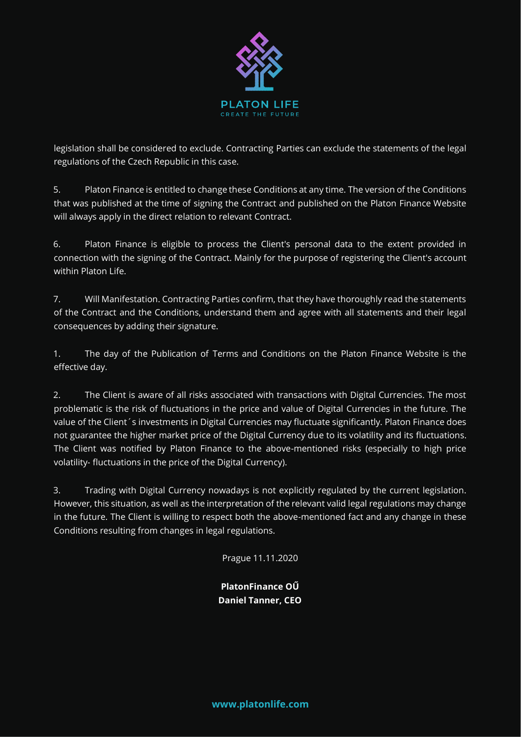legislation shall be considered to exclude. Contracting Parties can exclude the statements of the legal regulations of the Czech Republic in this case.

5. Platon Finance is entitled to change these Conditions at any time. The version of the Conditions that was published at the time of signing the Contract and published on the Platon Finance Website will always apply in the direct relation to relevant Contract.

6. Platon Finance is eligible to process the Client's personal data to the extent provided in connection with the signing of the Contract. Mainly for the purpose of registering the Client's account within Platon Life.

7. Will Manifestation. Contracting Parties confirm, that they have thoroughly read the statements of the Contract and the Conditions, understand them and agree with all statements and their legal consequences by adding their signature.

1. The day of the Publication of Terms and Conditions on the Platon Finance Website is the effective day.

2. The Client is aware of all risks associated with transactions with Digital Currencies. The most problematic is the risk of fluctuations in the price and value of Digital Currencies in the future. The value of the Client´s investments in Digital Currencies may fluctuate significantly. Platon Finance does not guarantee the higher market price of the Digital Currency due to its volatility and its fluctuations. The Client was notified by Platon Finance to the above-mentioned risks (especially to high price volatility- fluctuations in the price of the Digital Currency).

3. Trading with Digital Currency nowadays is not explicitly regulated by the current legislation. However, this situation, as well as the interpretation of the relevant valid legal regulations may change in the future. The Client is willing to respect both the above-mentioned fact and any change in these Conditions resulting from changes in legal regulations.

Prague 11.11.2020

**PlatonFinance OŰ**
**Daniel Tanner, CEO**